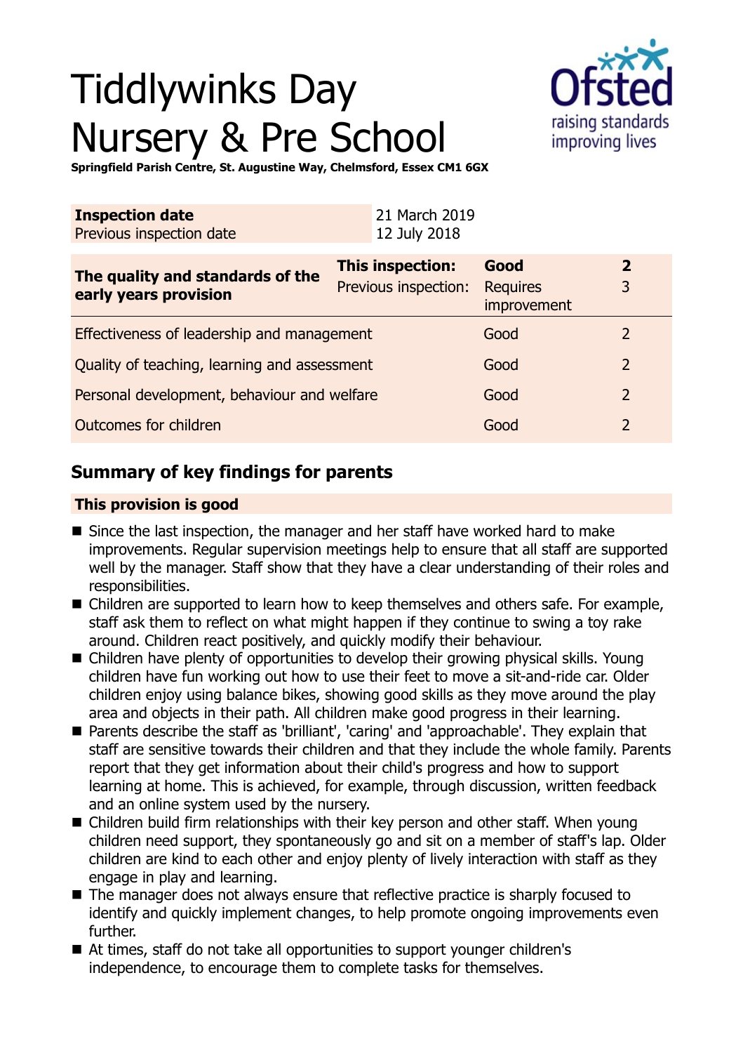# Tiddlywinks Day Nursery & Pre School

**Springfield Parish Centre, St. Augustine Way, Chelmsford, Essex CM1 6GX**

| | |
|---|---|
| **Inspection date** | 21 March 2019 |
| Previous inspection date | 12 July 2018 |

| | | | |
|---|---|---|---|
| **The quality and standards of the early years provision** | **This inspection:** | **Good** | **2** |
| | Previous inspection: | Requires improvement | 3 |
| Effectiveness of leadership and management | | Good | 2 |
| Quality of teaching, learning and assessment | | Good | 2 |
| Personal development, behaviour and welfare | | Good | 2 |
| Outcomes for children | | Good | 2 |

## Summary of key findings for parents

### This provision is good

- Since the last inspection, the manager and her staff have worked hard to make improvements. Regular supervision meetings help to ensure that all staff are supported well by the manager. Staff show that they have a clear understanding of their roles and responsibilities.
- Children are supported to learn how to keep themselves and others safe. For example, staff ask them to reflect on what might happen if they continue to swing a toy rake around. Children react positively, and quickly modify their behaviour.
- Children have plenty of opportunities to develop their growing physical skills. Young children have fun working out how to use their feet to move a sit-and-ride car. Older children enjoy using balance bikes, showing good skills as they move around the play area and objects in their path. All children make good progress in their learning.
- Parents describe the staff as 'brilliant', 'caring' and 'approachable'. They explain that staff are sensitive towards their children and that they include the whole family. Parents report that they get information about their child's progress and how to support learning at home. This is achieved, for example, through discussion, written feedback and an online system used by the nursery.
- Children build firm relationships with their key person and other staff. When young children need support, they spontaneously go and sit on a member of staff's lap. Older children are kind to each other and enjoy plenty of lively interaction with staff as they engage in play and learning.
- The manager does not always ensure that reflective practice is sharply focused to identify and quickly implement changes, to help promote ongoing improvements even further.
- At times, staff do not take all opportunities to support younger children's independence, to encourage them to complete tasks for themselves.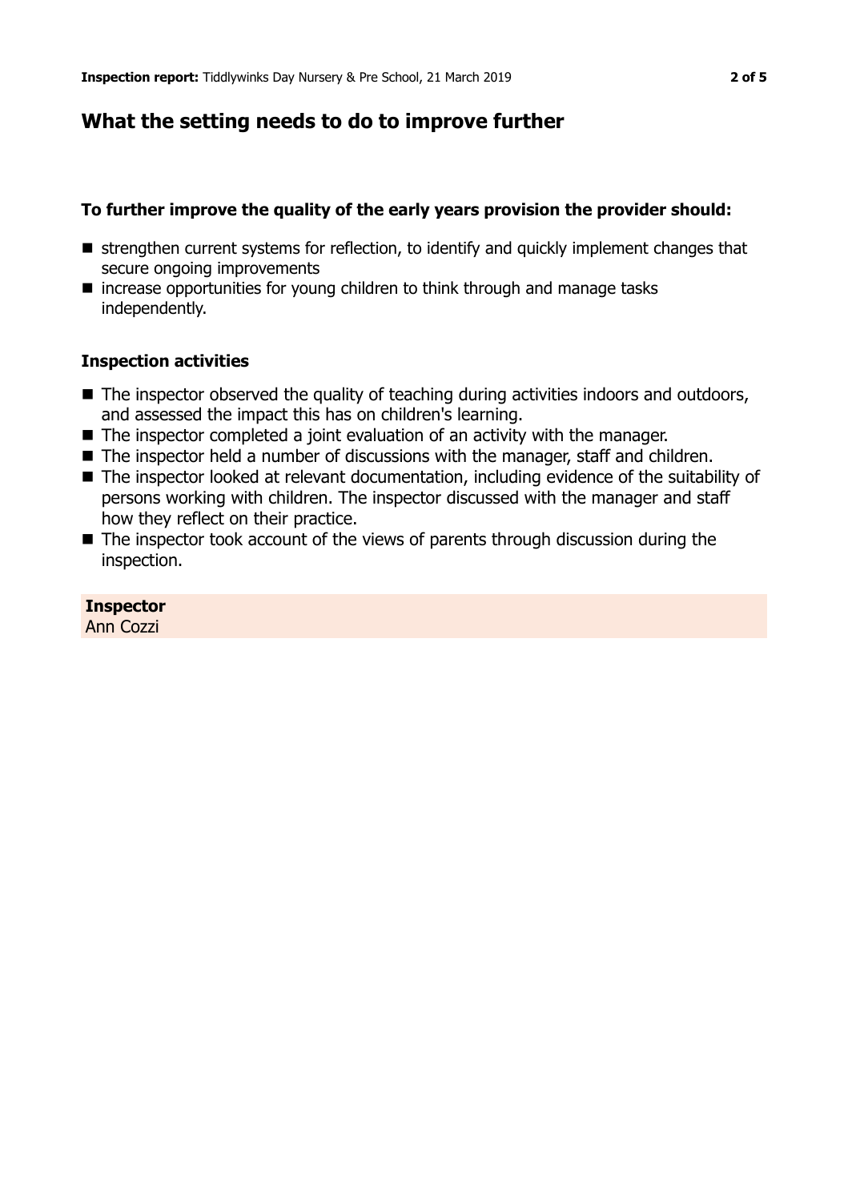## What the setting needs to do to improve further

**To further improve the quality of the early years provision the provider should:**

- strengthen current systems for reflection, to identify and quickly implement changes that secure ongoing improvements
- increase opportunities for young children to think through and manage tasks independently.

**Inspection activities**

- The inspector observed the quality of teaching during activities indoors and outdoors, and assessed the impact this has on children's learning.
- The inspector completed a joint evaluation of an activity with the manager.
- The inspector held a number of discussions with the manager, staff and children.
- The inspector looked at relevant documentation, including evidence of the suitability of persons working with children. The inspector discussed with the manager and staff how they reflect on their practice.
- The inspector took account of the views of parents through discussion during the inspection.

**Inspector**
Ann Cozzi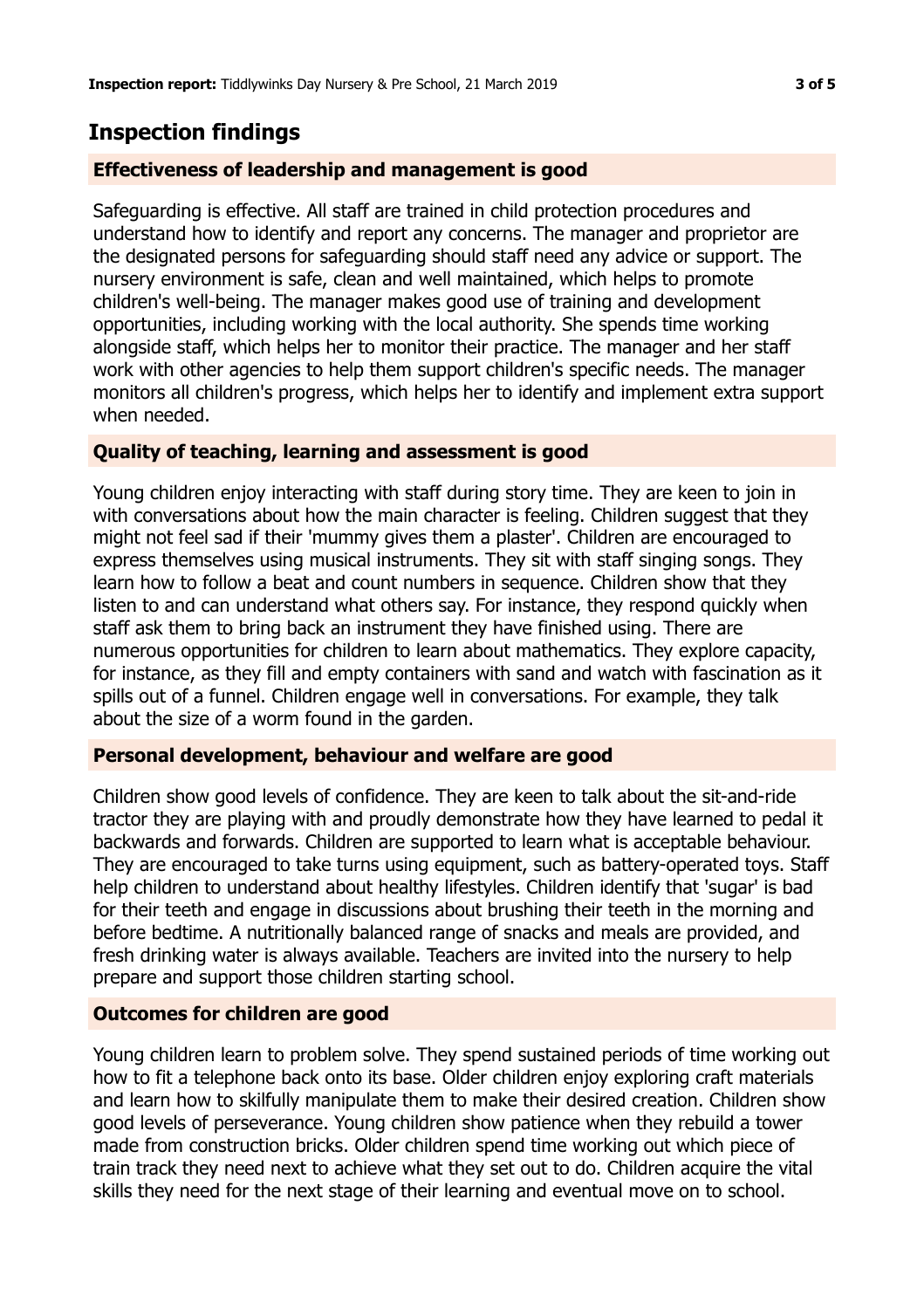## Inspection findings

### Effectiveness of leadership and management is good

Safeguarding is effective. All staff are trained in child protection procedures and understand how to identify and report any concerns. The manager and proprietor are the designated persons for safeguarding should staff need any advice or support. The nursery environment is safe, clean and well maintained, which helps to promote children's well-being. The manager makes good use of training and development opportunities, including working with the local authority. She spends time working alongside staff, which helps her to monitor their practice. The manager and her staff work with other agencies to help them support children's specific needs. The manager monitors all children's progress, which helps her to identify and implement extra support when needed.

### Quality of teaching, learning and assessment is good

Young children enjoy interacting with staff during story time. They are keen to join in with conversations about how the main character is feeling. Children suggest that they might not feel sad if their 'mummy gives them a plaster'. Children are encouraged to express themselves using musical instruments. They sit with staff singing songs. They learn how to follow a beat and count numbers in sequence. Children show that they listen to and can understand what others say. For instance, they respond quickly when staff ask them to bring back an instrument they have finished using. There are numerous opportunities for children to learn about mathematics. They explore capacity, for instance, as they fill and empty containers with sand and watch with fascination as it spills out of a funnel. Children engage well in conversations. For example, they talk about the size of a worm found in the garden.

### Personal development, behaviour and welfare are good

Children show good levels of confidence. They are keen to talk about the sit-and-ride tractor they are playing with and proudly demonstrate how they have learned to pedal it backwards and forwards. Children are supported to learn what is acceptable behaviour. They are encouraged to take turns using equipment, such as battery-operated toys. Staff help children to understand about healthy lifestyles. Children identify that 'sugar' is bad for their teeth and engage in discussions about brushing their teeth in the morning and before bedtime. A nutritionally balanced range of snacks and meals are provided, and fresh drinking water is always available. Teachers are invited into the nursery to help prepare and support those children starting school.

### Outcomes for children are good

Young children learn to problem solve. They spend sustained periods of time working out how to fit a telephone back onto its base. Older children enjoy exploring craft materials and learn how to skilfully manipulate them to make their desired creation. Children show good levels of perseverance. Young children show patience when they rebuild a tower made from construction bricks. Older children spend time working out which piece of train track they need next to achieve what they set out to do. Children acquire the vital skills they need for the next stage of their learning and eventual move on to school.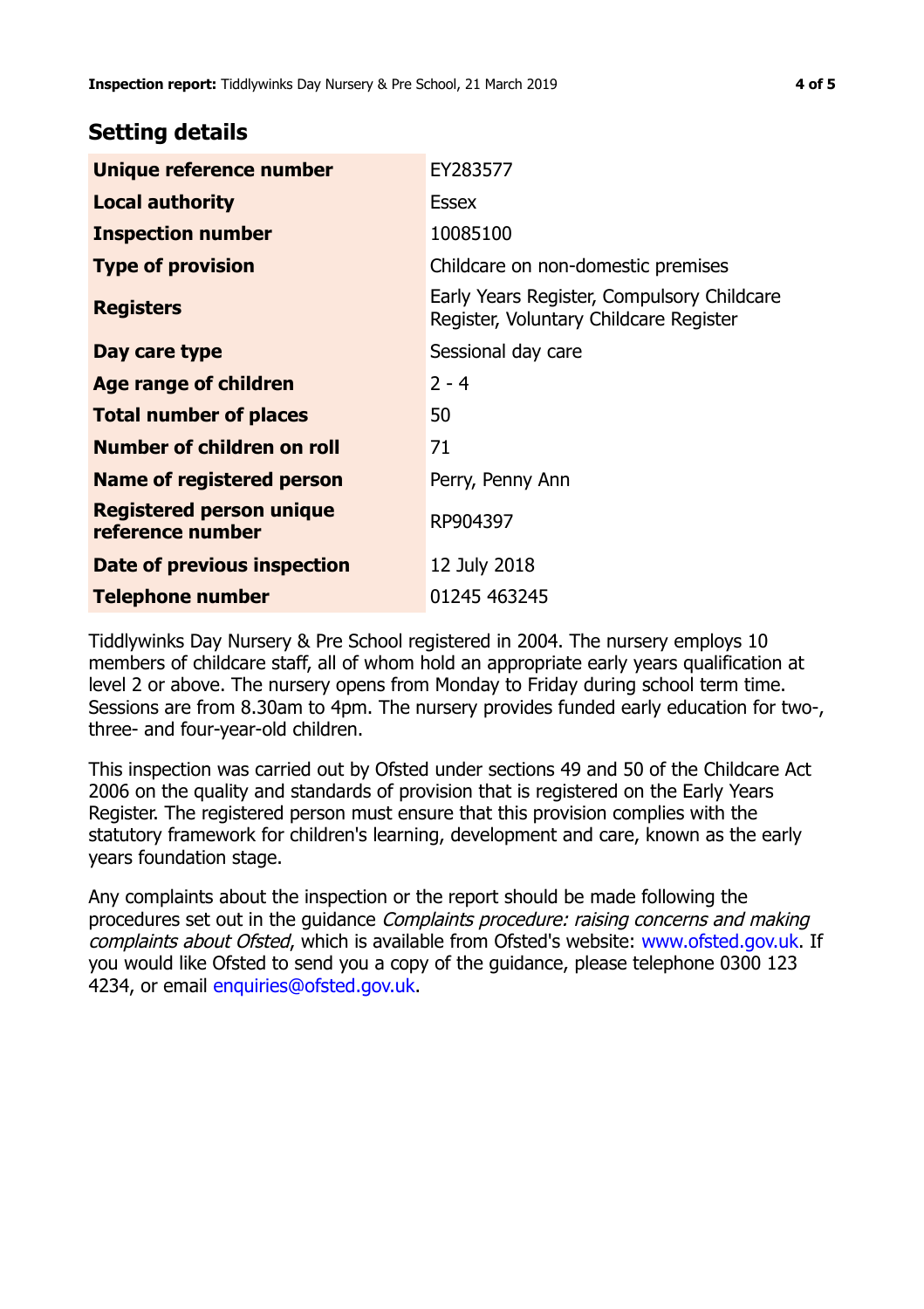## Setting details

| | |
|---|---|
| **Unique reference number** | EY283577 |
| **Local authority** | Essex |
| **Inspection number** | 10085100 |
| **Type of provision** | Childcare on non-domestic premises |
| **Registers** | Early Years Register, Compulsory Childcare Register, Voluntary Childcare Register |
| **Day care type** | Sessional day care |
| **Age range of children** | 2 - 4 |
| **Total number of places** | 50 |
| **Number of children on roll** | 71 |
| **Name of registered person** | Perry, Penny Ann |
| **Registered person unique reference number** | RP904397 |
| **Date of previous inspection** | 12 July 2018 |
| **Telephone number** | 01245 463245 |

Tiddlywinks Day Nursery & Pre School registered in 2004. The nursery employs 10 members of childcare staff, all of whom hold an appropriate early years qualification at level 2 or above. The nursery opens from Monday to Friday during school term time. Sessions are from 8.30am to 4pm. The nursery provides funded early education for two-, three- and four-year-old children.

This inspection was carried out by Ofsted under sections 49 and 50 of the Childcare Act 2006 on the quality and standards of provision that is registered on the Early Years Register. The registered person must ensure that this provision complies with the statutory framework for children's learning, development and care, known as the early years foundation stage.

Any complaints about the inspection or the report should be made following the procedures set out in the guidance *Complaints procedure: raising concerns and making complaints about Ofsted*, which is available from Ofsted's website: www.ofsted.gov.uk. If you would like Ofsted to send you a copy of the guidance, please telephone 0300 123 4234, or email enquiries@ofsted.gov.uk.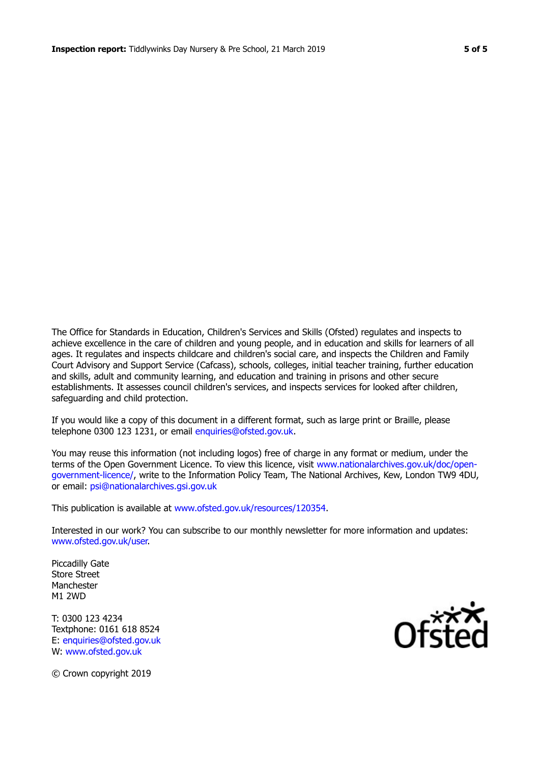The Office for Standards in Education, Children's Services and Skills (Ofsted) regulates and inspects to achieve excellence in the care of children and young people, and in education and skills for learners of all ages. It regulates and inspects childcare and children's social care, and inspects the Children and Family Court Advisory and Support Service (Cafcass), schools, colleges, initial teacher training, further education and skills, adult and community learning, and education and training in prisons and other secure establishments. It assesses council children's services, and inspects services for looked after children, safeguarding and child protection.

If you would like a copy of this document in a different format, such as large print or Braille, please telephone 0300 123 1231, or email enquiries@ofsted.gov.uk.

You may reuse this information (not including logos) free of charge in any format or medium, under the terms of the Open Government Licence. To view this licence, visit www.nationalarchives.gov.uk/doc/open-government-licence/, write to the Information Policy Team, The National Archives, Kew, London TW9 4DU, or email: psi@nationalarchives.gsi.gov.uk

This publication is available at www.ofsted.gov.uk/resources/120354.

Interested in our work? You can subscribe to our monthly newsletter for more information and updates: www.ofsted.gov.uk/user.

Piccadilly Gate
Store Street
Manchester
M1 2WD

T: 0300 123 4234
Textphone: 0161 618 8524
E: enquiries@ofsted.gov.uk
W: www.ofsted.gov.uk

© Crown copyright 2019